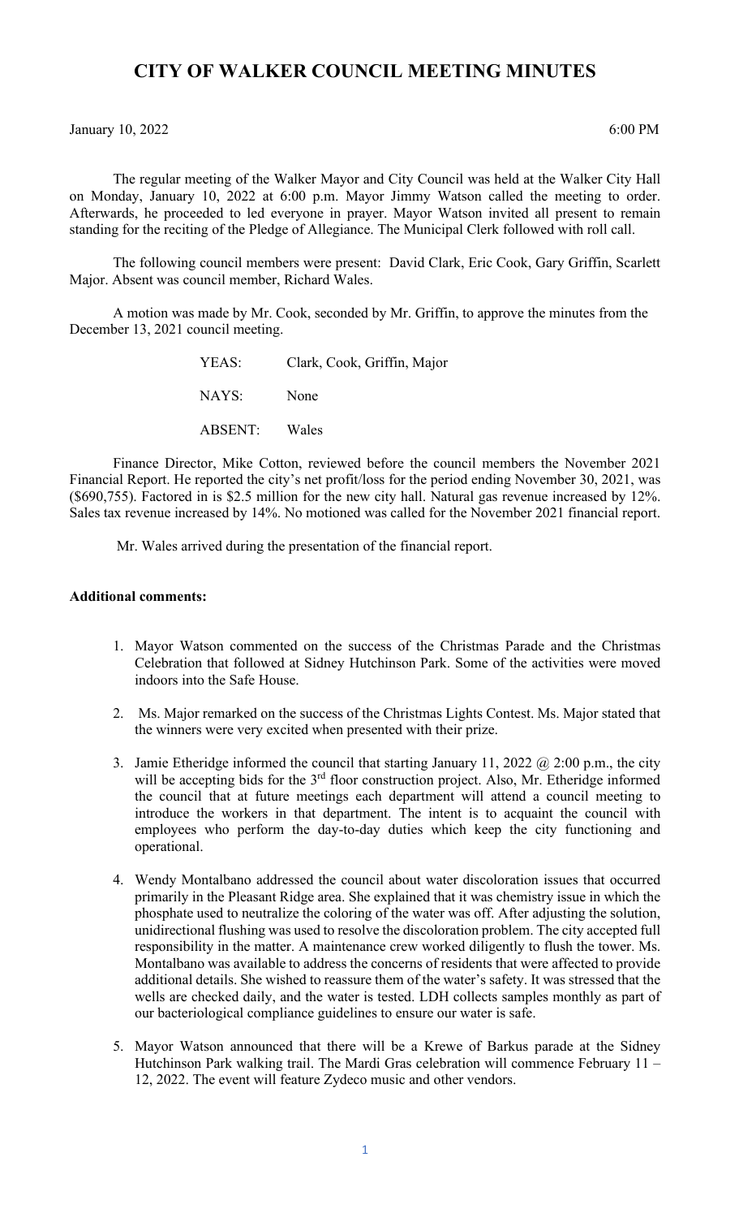# CITY OF WALKER COUNCIL MEETING MINUTES

January 10, 2022 6:00 PM

The regular meeting of the Walker Mayor and City Council was held at the Walker City Hall on Monday, January 10, 2022 at 6:00 p.m. Mayor Jimmy Watson called the meeting to order. Afterwards, he proceeded to led everyone in prayer. Mayor Watson invited all present to remain standing for the reciting of the Pledge of Allegiance. The Municipal Clerk followed with roll call.

The following council members were present: David Clark, Eric Cook, Gary Griffin, Scarlett Major. Absent was council member, Richard Wales.

A motion was made by Mr. Cook, seconded by Mr. Griffin, to approve the minutes from the December 13, 2021 council meeting.

YEAS: Clark, Cook, Griffin, Major

NAYS: None

ABSENT: Wales

Finance Director, Mike Cotton, reviewed before the council members the November 2021 Financial Report. He reported the city's net profit/loss for the period ending November 30, 2021, was ($690,755). Factored in is $2.5 million for the new city hall. Natural gas revenue increased by 12%. Sales tax revenue increased by 14%. No motioned was called for the November 2021 financial report.

Mr. Wales arrived during the presentation of the financial report.

**Additional comments:**

1. Mayor Watson commented on the success of the Christmas Parade and the Christmas Celebration that followed at Sidney Hutchinson Park. Some of the activities were moved indoors into the Safe House.

2. Ms. Major remarked on the success of the Christmas Lights Contest. Ms. Major stated that the winners were very excited when presented with their prize.

3. Jamie Etheridge informed the council that starting January 11, 2022 @ 2:00 p.m., the city will be accepting bids for the 3rd floor construction project. Also, Mr. Etheridge informed the council that at future meetings each department will attend a council meeting to introduce the workers in that department. The intent is to acquaint the council with employees who perform the day-to-day duties which keep the city functioning and operational.

4. Wendy Montalbano addressed the council about water discoloration issues that occurred primarily in the Pleasant Ridge area. She explained that it was chemistry issue in which the phosphate used to neutralize the coloring of the water was off. After adjusting the solution, unidirectional flushing was used to resolve the discoloration problem. The city accepted full responsibility in the matter. A maintenance crew worked diligently to flush the tower. Ms. Montalbano was available to address the concerns of residents that were affected to provide additional details. She wished to reassure them of the water's safety. It was stressed that the wells are checked daily, and the water is tested. LDH collects samples monthly as part of our bacteriological compliance guidelines to ensure our water is safe.

5. Mayor Watson announced that there will be a Krewe of Barkus parade at the Sidney Hutchinson Park walking trail. The Mardi Gras celebration will commence February 11 – 12, 2022. The event will feature Zydeco music and other vendors.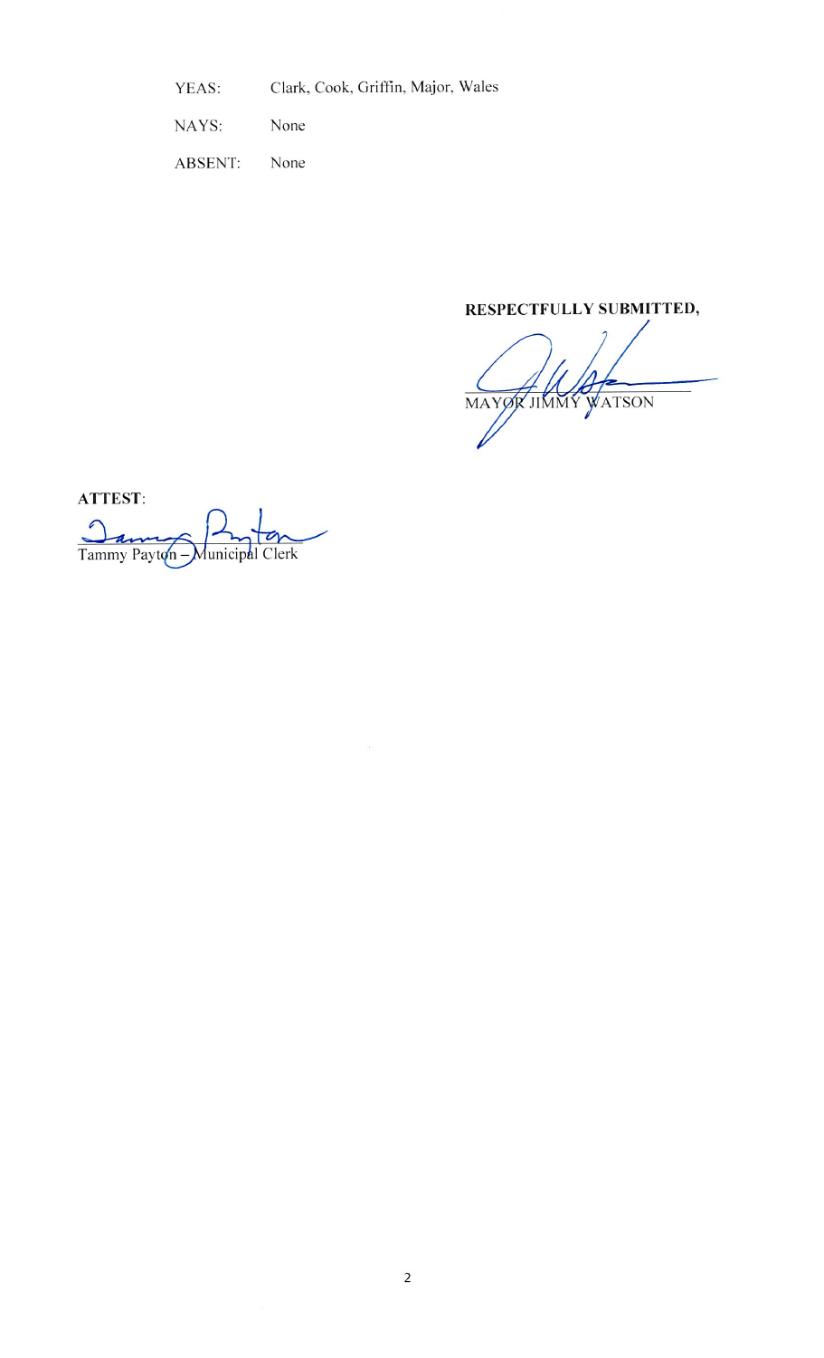YEAS: Clark, Cook, Griffin, Major, Wales

NAYS: None

ABSENT: None

**RESPECTFULLY SUBMITTED,**

MAYOR JIMMY WATSON

**ATTEST**:

Tammy Payton – Municipal Clerk